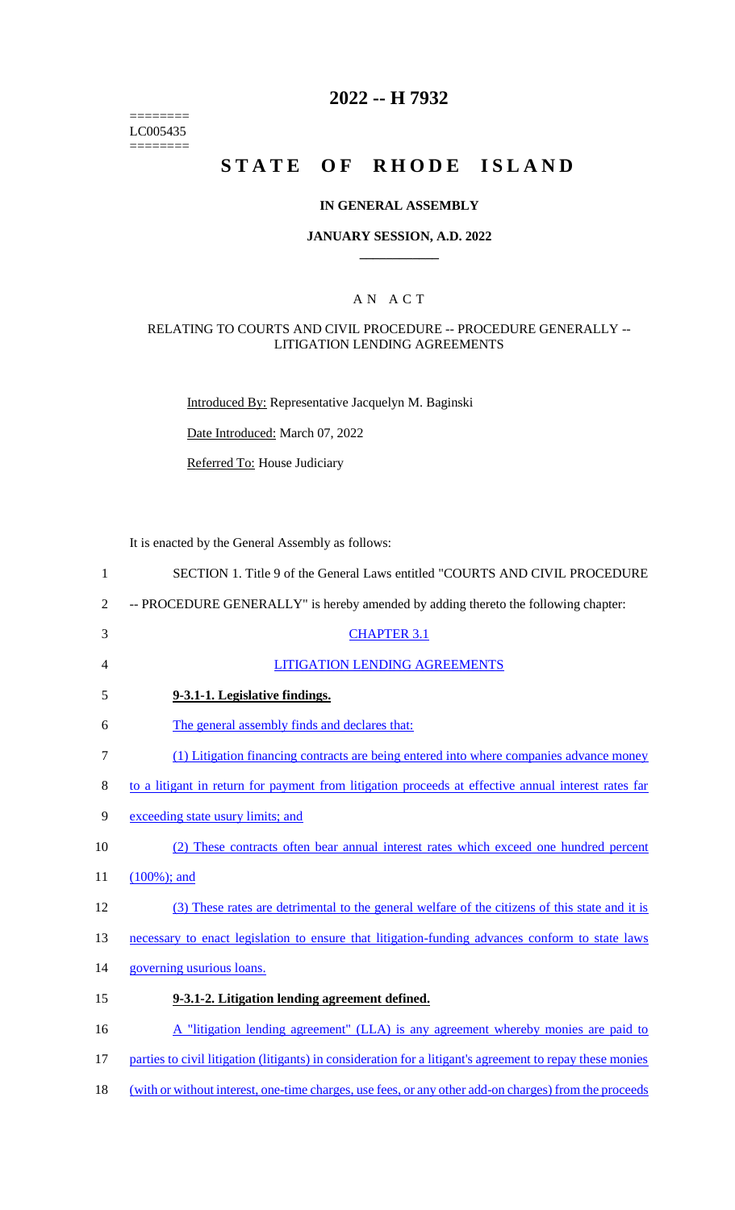========
LC005435
========

# 2022 -- H 7932

# STATE OF RHODE ISLAND

### IN GENERAL ASSEMBLY

### JANUARY SESSION, A.D. 2022

## A N A C T

### RELATING TO COURTS AND CIVIL PROCEDURE -- PROCEDURE GENERALLY -- LITIGATION LENDING AGREEMENTS

Introduced By: Representative Jacquelyn M. Baginski

Date Introduced: March 07, 2022

Referred To: House Judiciary

It is enacted by the General Assembly as follows:

1 SECTION 1. Title 9 of the General Laws entitled "COURTS AND CIVIL PROCEDURE
2 -- PROCEDURE GENERALLY" is hereby amended by adding thereto the following chapter:

3 CHAPTER 3.1

4 LITIGATION LENDING AGREEMENTS

5 **9-3.1-1. Legislative findings.**

6 The general assembly finds and declares that:

7 (1) Litigation financing contracts are being entered into where companies advance money
8 to a litigant in return for payment from litigation proceeds at effective annual interest rates far
9 exceeding state usury limits; and

10 (2) These contracts often bear annual interest rates which exceed one hundred percent
11 (100%); and

12 (3) These rates are detrimental to the general welfare of the citizens of this state and it is
13 necessary to enact legislation to ensure that litigation-funding advances conform to state laws
14 governing usurious loans.

15 **9-3.1-2. Litigation lending agreement defined.**

16 A "litigation lending agreement" (LLA) is any agreement whereby monies are paid to
17 parties to civil litigation (litigants) in consideration for a litigant's agreement to repay these monies
18 (with or without interest, one-time charges, use fees, or any other add-on charges) from the proceeds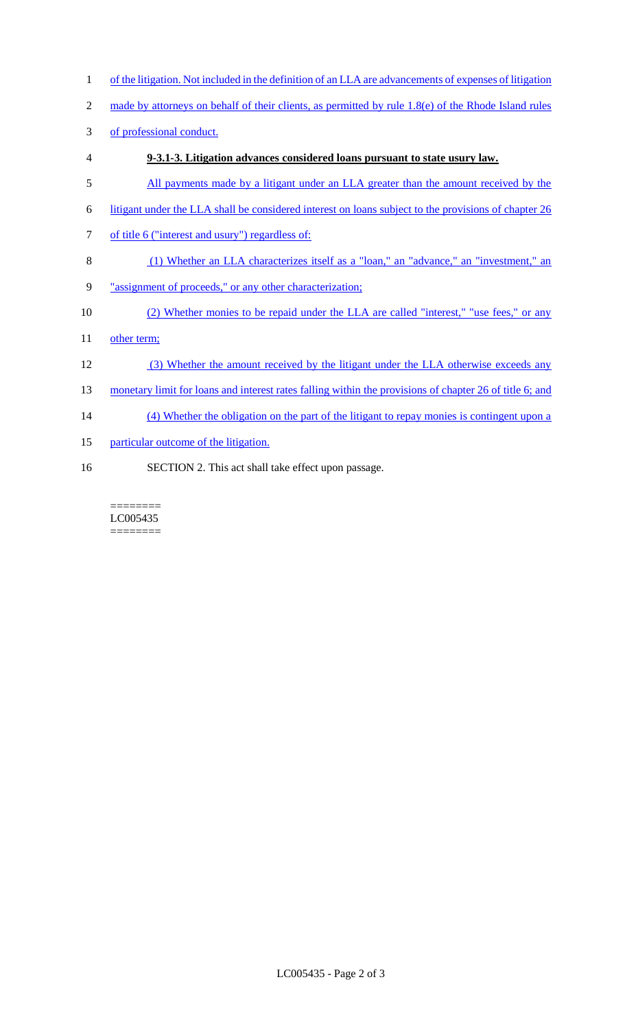of the litigation. Not included in the definition of an LLA are advancements of expenses of litigation made by attorneys on behalf of their clients, as permitted by rule 1.8(e) of the Rhode Island rules of professional conduct.

**9-3.1-3. Litigation advances considered loans pursuant to state usury law.**

All payments made by a litigant under an LLA greater than the amount received by the litigant under the LLA shall be considered interest on loans subject to the provisions of chapter 26 of title 6 ("interest and usury") regardless of:

(1) Whether an LLA characterizes itself as a "loan," an "advance," an "investment," an "assignment of proceeds," or any other characterization;

(2) Whether monies to be repaid under the LLA are called "interest," "use fees," or any other term;

(3) Whether the amount received by the litigant under the LLA otherwise exceeds any monetary limit for loans and interest rates falling within the provisions of chapter 26 of title 6; and

(4) Whether the obligation on the part of the litigant to repay monies is contingent upon a particular outcome of the litigation.

SECTION 2. This act shall take effect upon passage.

========
LC005435
========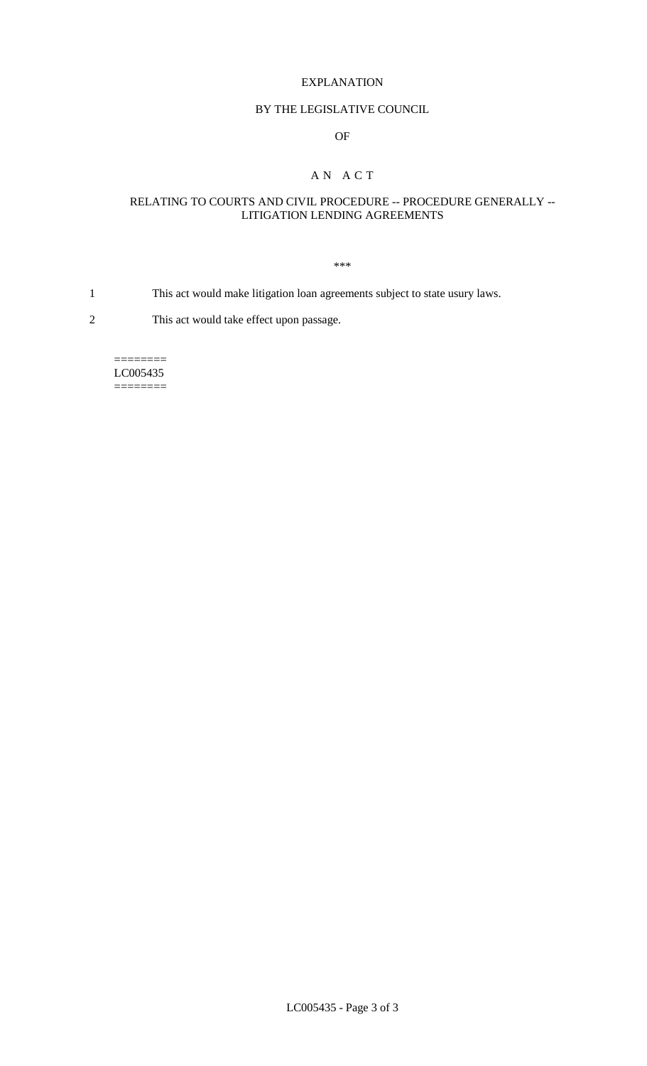EXPLANATION

BY THE LEGISLATIVE COUNCIL

OF

A N A C T

RELATING TO COURTS AND CIVIL PROCEDURE -- PROCEDURE GENERALLY -- LITIGATION LENDING AGREEMENTS

\*\*\*

1 This act would make litigation loan agreements subject to state usury laws.

2 This act would take effect upon passage.

========
LC005435
========